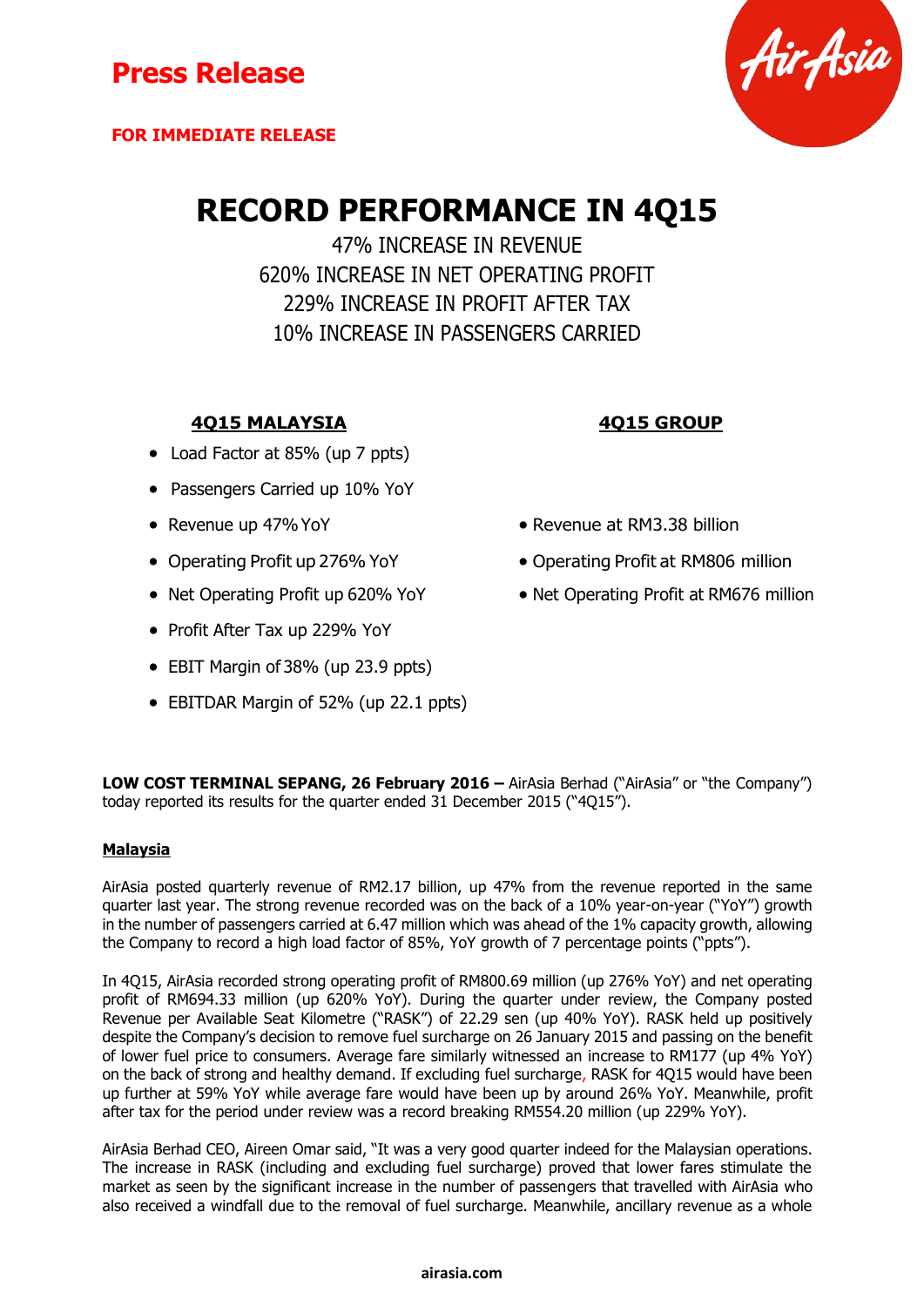**Press Release**

**FOR IMMEDIATE RELEASE**

# RECORD PERFORMANCE IN 4Q15

47% INCREASE IN REVENUE
620% INCREASE IN NET OPERATING PROFIT
229% INCREASE IN PROFIT AFTER TAX
10% INCREASE IN PASSENGERS CARRIED

**4Q15 MALAYSIA**

- Load Factor at 85% (up 7 ppts)
- Passengers Carried up 10% YoY
- Revenue up 47% YoY
- Operating Profit up 276% YoY
- Net Operating Profit up 620% YoY
- Profit After Tax up 229% YoY
- EBIT Margin of 38% (up 23.9 ppts)
- EBITDAR Margin of 52% (up 22.1 ppts)

**4Q15 GROUP**

- Revenue at RM3.38 billion
- Operating Profit at RM806 million
- Net Operating Profit at RM676 million

**LOW COST TERMINAL SEPANG, 26 February 2016 –** AirAsia Berhad ("AirAsia" or "the Company") today reported its results for the quarter ended 31 December 2015 ("4Q15").

**Malaysia**

AirAsia posted quarterly revenue of RM2.17 billion, up 47% from the revenue reported in the same quarter last year. The strong revenue recorded was on the back of a 10% year-on-year ("YoY") growth in the number of passengers carried at 6.47 million which was ahead of the 1% capacity growth, allowing the Company to record a high load factor of 85%, YoY growth of 7 percentage points ("ppts").

In 4Q15, AirAsia recorded strong operating profit of RM800.69 million (up 276% YoY) and net operating profit of RM694.33 million (up 620% YoY). During the quarter under review, the Company posted Revenue per Available Seat Kilometre ("RASK") of 22.29 sen (up 40% YoY). RASK held up positively despite the Company's decision to remove fuel surcharge on 26 January 2015 and passing on the benefit of lower fuel price to consumers. Average fare similarly witnessed an increase to RM177 (up 4% YoY) on the back of strong and healthy demand. If excluding fuel surcharge, RASK for 4Q15 would have been up further at 59% YoY while average fare would have been up by around 26% YoY. Meanwhile, profit after tax for the period under review was a record breaking RM554.20 million (up 229% YoY).

AirAsia Berhad CEO, Aireen Omar said, "It was a very good quarter indeed for the Malaysian operations. The increase in RASK (including and excluding fuel surcharge) proved that lower fares stimulate the market as seen by the significant increase in the number of passengers that travelled with AirAsia who also received a windfall due to the removal of fuel surcharge. Meanwhile, ancillary revenue as a whole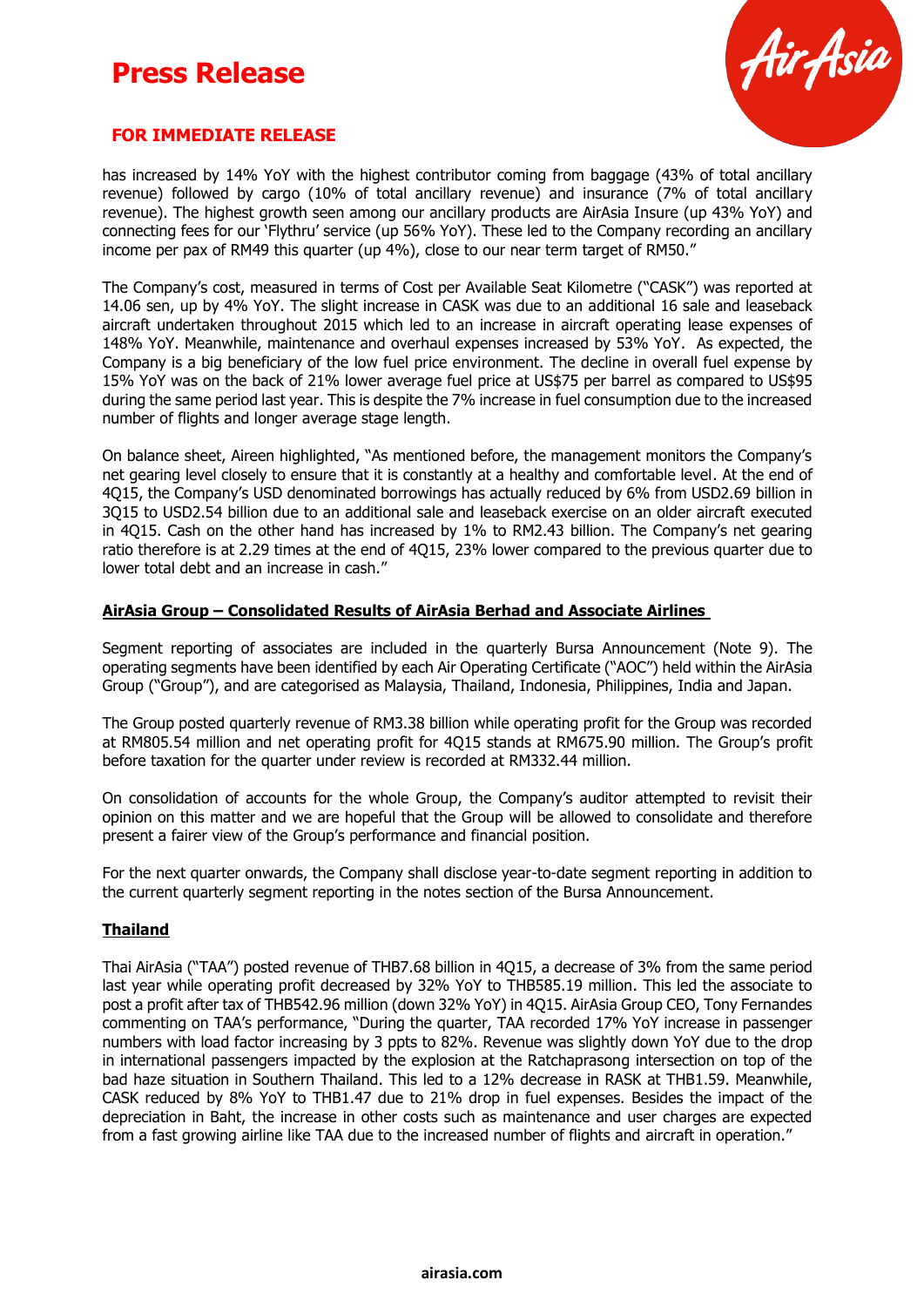has increased by 14% YoY with the highest contributor coming from baggage (43% of total ancillary revenue) followed by cargo (10% of total ancillary revenue) and insurance (7% of total ancillary revenue). The highest growth seen among our ancillary products are AirAsia Insure (up 43% YoY) and connecting fees for our 'Flythru' service (up 56% YoY). These led to the Company recording an ancillary income per pax of RM49 this quarter (up 4%), close to our near term target of RM50."

The Company's cost, measured in terms of Cost per Available Seat Kilometre ("CASK") was reported at 14.06 sen, up by 4% YoY. The slight increase in CASK was due to an additional 16 sale and leaseback aircraft undertaken throughout 2015 which led to an increase in aircraft operating lease expenses of 148% YoY. Meanwhile, maintenance and overhaul expenses increased by 53% YoY. As expected, the Company is a big beneficiary of the low fuel price environment. The decline in overall fuel expense by 15% YoY was on the back of 21% lower average fuel price at US$75 per barrel as compared to US$95 during the same period last year. This is despite the 7% increase in fuel consumption due to the increased number of flights and longer average stage length.

On balance sheet, Aireen highlighted, "As mentioned before, the management monitors the Company's net gearing level closely to ensure that it is constantly at a healthy and comfortable level. At the end of 4Q15, the Company's USD denominated borrowings has actually reduced by 6% from USD2.69 billion in 3Q15 to USD2.54 billion due to an additional sale and leaseback exercise on an older aircraft executed in 4Q15. Cash on the other hand has increased by 1% to RM2.43 billion. The Company's net gearing ratio therefore is at 2.29 times at the end of 4Q15, 23% lower compared to the previous quarter due to lower total debt and an increase in cash."

**AirAsia Group – Consolidated Results of AirAsia Berhad and Associate Airlines**

Segment reporting of associates are included in the quarterly Bursa Announcement (Note 9). The operating segments have been identified by each Air Operating Certificate ("AOC") held within the AirAsia Group ("Group"), and are categorised as Malaysia, Thailand, Indonesia, Philippines, India and Japan.

The Group posted quarterly revenue of RM3.38 billion while operating profit for the Group was recorded at RM805.54 million and net operating profit for 4Q15 stands at RM675.90 million. The Group's profit before taxation for the quarter under review is recorded at RM332.44 million.

On consolidation of accounts for the whole Group, the Company's auditor attempted to revisit their opinion on this matter and we are hopeful that the Group will be allowed to consolidate and therefore present a fairer view of the Group's performance and financial position.

For the next quarter onwards, the Company shall disclose year-to-date segment reporting in addition to the current quarterly segment reporting in the notes section of the Bursa Announcement.

**Thailand**

Thai AirAsia ("TAA") posted revenue of THB7.68 billion in 4Q15, a decrease of 3% from the same period last year while operating profit decreased by 32% YoY to THB585.19 million. This led the associate to post a profit after tax of THB542.96 million (down 32% YoY) in 4Q15. AirAsia Group CEO, Tony Fernandes commenting on TAA's performance, "During the quarter, TAA recorded 17% YoY increase in passenger numbers with load factor increasing by 3 ppts to 82%. Revenue was slightly down YoY due to the drop in international passengers impacted by the explosion at the Ratchaprasong intersection on top of the bad haze situation in Southern Thailand. This led to a 12% decrease in RASK at THB1.59. Meanwhile, CASK reduced by 8% YoY to THB1.47 due to 21% drop in fuel expenses. Besides the impact of the depreciation in Baht, the increase in other costs such as maintenance and user charges are expected from a fast growing airline like TAA due to the increased number of flights and aircraft in operation."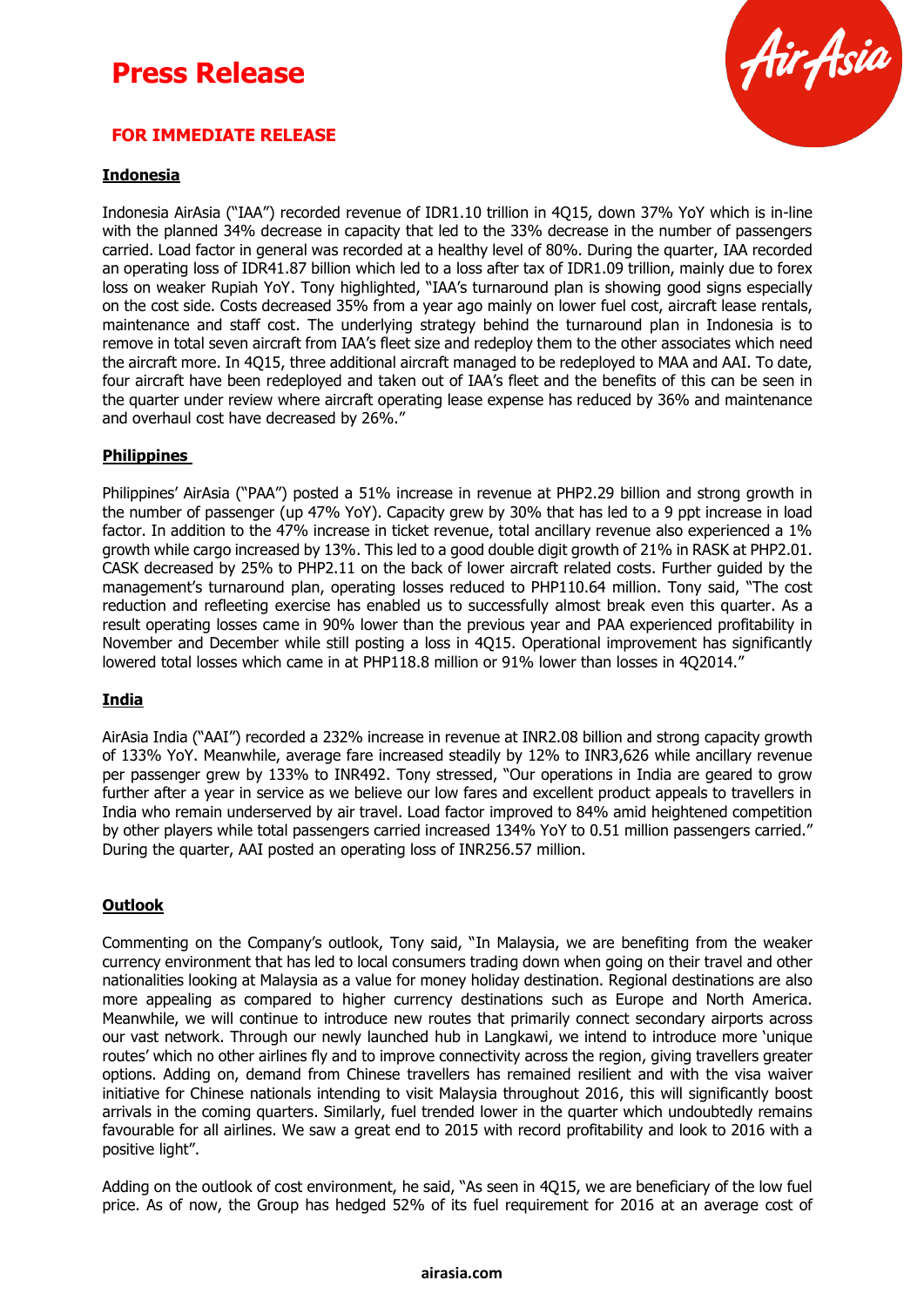# Press Release

**FOR IMMEDIATE RELEASE**

## Indonesia

Indonesia AirAsia ("IAA") recorded revenue of IDR1.10 trillion in 4Q15, down 37% YoY which is in-line with the planned 34% decrease in capacity that led to the 33% decrease in the number of passengers carried. Load factor in general was recorded at a healthy level of 80%. During the quarter, IAA recorded an operating loss of IDR41.87 billion which led to a loss after tax of IDR1.09 trillion, mainly due to forex loss on weaker Rupiah YoY. Tony highlighted, "IAA's turnaround plan is showing good signs especially on the cost side. Costs decreased 35% from a year ago mainly on lower fuel cost, aircraft lease rentals, maintenance and staff cost. The underlying strategy behind the turnaround plan in Indonesia is to remove in total seven aircraft from IAA's fleet size and redeploy them to the other associates which need the aircraft more. In 4Q15, three additional aircraft managed to be redeployed to MAA and AAI. To date, four aircraft have been redeployed and taken out of IAA's fleet and the benefits of this can be seen in the quarter under review where aircraft operating lease expense has reduced by 36% and maintenance and overhaul cost have decreased by 26%."

## Philippines

Philippines' AirAsia ("PAA") posted a 51% increase in revenue at PHP2.29 billion and strong growth in the number of passenger (up 47% YoY). Capacity grew by 30% that has led to a 9 ppt increase in load factor. In addition to the 47% increase in ticket revenue, total ancillary revenue also experienced a 1% growth while cargo increased by 13%. This led to a good double digit growth of 21% in RASK at PHP2.01. CASK decreased by 25% to PHP2.11 on the back of lower aircraft related costs. Further guided by the management's turnaround plan, operating losses reduced to PHP110.64 million. Tony said, "The cost reduction and refleeting exercise has enabled us to successfully almost break even this quarter. As a result operating losses came in 90% lower than the previous year and PAA experienced profitability in November and December while still posting a loss in 4Q15. Operational improvement has significantly lowered total losses which came in at PHP118.8 million or 91% lower than losses in 4Q2014."

## India

AirAsia India ("AAI") recorded a 232% increase in revenue at INR2.08 billion and strong capacity growth of 133% YoY. Meanwhile, average fare increased steadily by 12% to INR3,626 while ancillary revenue per passenger grew by 133% to INR492. Tony stressed, "Our operations in India are geared to grow further after a year in service as we believe our low fares and excellent product appeals to travellers in India who remain underserved by air travel. Load factor improved to 84% amid heightened competition by other players while total passengers carried increased 134% YoY to 0.51 million passengers carried." During the quarter, AAI posted an operating loss of INR256.57 million.

## Outlook

Commenting on the Company's outlook, Tony said, "In Malaysia, we are benefiting from the weaker currency environment that has led to local consumers trading down when going on their travel and other nationalities looking at Malaysia as a value for money holiday destination. Regional destinations are also more appealing as compared to higher currency destinations such as Europe and North America. Meanwhile, we will continue to introduce new routes that primarily connect secondary airports across our vast network. Through our newly launched hub in Langkawi, we intend to introduce more 'unique routes' which no other airlines fly and to improve connectivity across the region, giving travellers greater options. Adding on, demand from Chinese travellers has remained resilient and with the visa waiver initiative for Chinese nationals intending to visit Malaysia throughout 2016, this will significantly boost arrivals in the coming quarters. Similarly, fuel trended lower in the quarter which undoubtedly remains favourable for all airlines. We saw a great end to 2015 with record profitability and look to 2016 with a positive light".

Adding on the outlook of cost environment, he said, "As seen in 4Q15, we are beneficiary of the low fuel price. As of now, the Group has hedged 52% of its fuel requirement for 2016 at an average cost of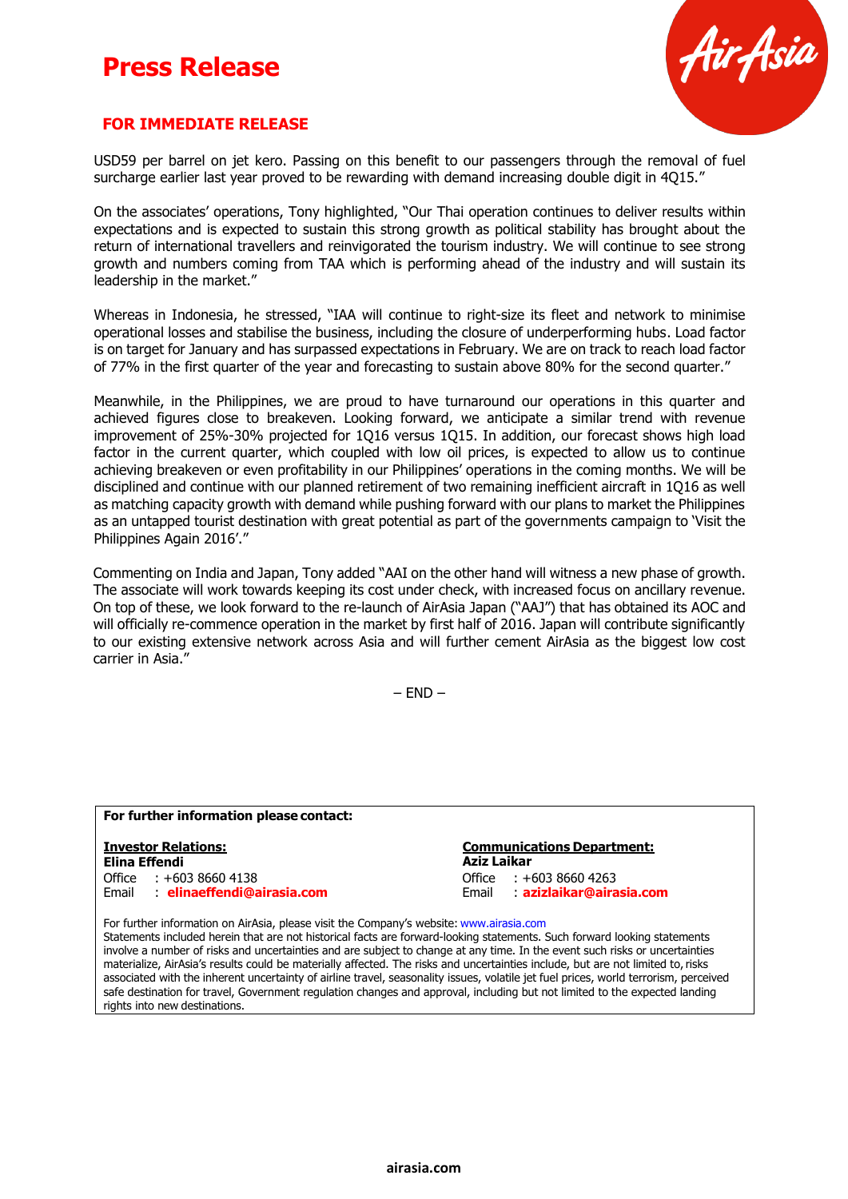# Press Release

**FOR IMMEDIATE RELEASE**

USD59 per barrel on jet kero. Passing on this benefit to our passengers through the removal of fuel surcharge earlier last year proved to be rewarding with demand increasing double digit in 4Q15."

On the associates' operations, Tony highlighted, "Our Thai operation continues to deliver results within expectations and is expected to sustain this strong growth as political stability has brought about the return of international travellers and reinvigorated the tourism industry. We will continue to see strong growth and numbers coming from TAA which is performing ahead of the industry and will sustain its leadership in the market."

Whereas in Indonesia, he stressed, "IAA will continue to right-size its fleet and network to minimise operational losses and stabilise the business, including the closure of underperforming hubs. Load factor is on target for January and has surpassed expectations in February. We are on track to reach load factor of 77% in the first quarter of the year and forecasting to sustain above 80% for the second quarter."

Meanwhile, in the Philippines, we are proud to have turnaround our operations in this quarter and achieved figures close to breakeven. Looking forward, we anticipate a similar trend with revenue improvement of 25%-30% projected for 1Q16 versus 1Q15. In addition, our forecast shows high load factor in the current quarter, which coupled with low oil prices, is expected to allow us to continue achieving breakeven or even profitability in our Philippines' operations in the coming months. We will be disciplined and continue with our planned retirement of two remaining inefficient aircraft in 1Q16 as well as matching capacity growth with demand while pushing forward with our plans to market the Philippines as an untapped tourist destination with great potential as part of the governments campaign to 'Visit the Philippines Again 2016'."

Commenting on India and Japan, Tony added "AAI on the other hand will witness a new phase of growth. The associate will work towards keeping its cost under check, with increased focus on ancillary revenue. On top of these, we look forward to the re-launch of AirAsia Japan ("AAJ") that has obtained its AOC and will officially re-commence operation in the market by first half of 2016. Japan will contribute significantly to our existing extensive network across Asia and will further cement AirAsia as the biggest low cost carrier in Asia."

– END –

**For further information please contact:**

**Investor Relations:**
**Elina Effendi**
Office : +603 8660 4138
Email : **elinaeffendi@airasia.com**

**Communications Department:**
**Aziz Laikar**
Office : +603 8660 4263
Email : **azizlaikar@airasia.com**

For further information on AirAsia, please visit the Company's website: www.airasia.com
Statements included herein that are not historical facts are forward-looking statements. Such forward looking statements involve a number of risks and uncertainties and are subject to change at any time. In the event such risks or uncertainties materialize, AirAsia's results could be materially affected. The risks and uncertainties include, but are not limited to, risks associated with the inherent uncertainty of airline travel, seasonality issues, volatile jet fuel prices, world terrorism, perceived safe destination for travel, Government regulation changes and approval, including but not limited to the expected landing rights into new destinations.